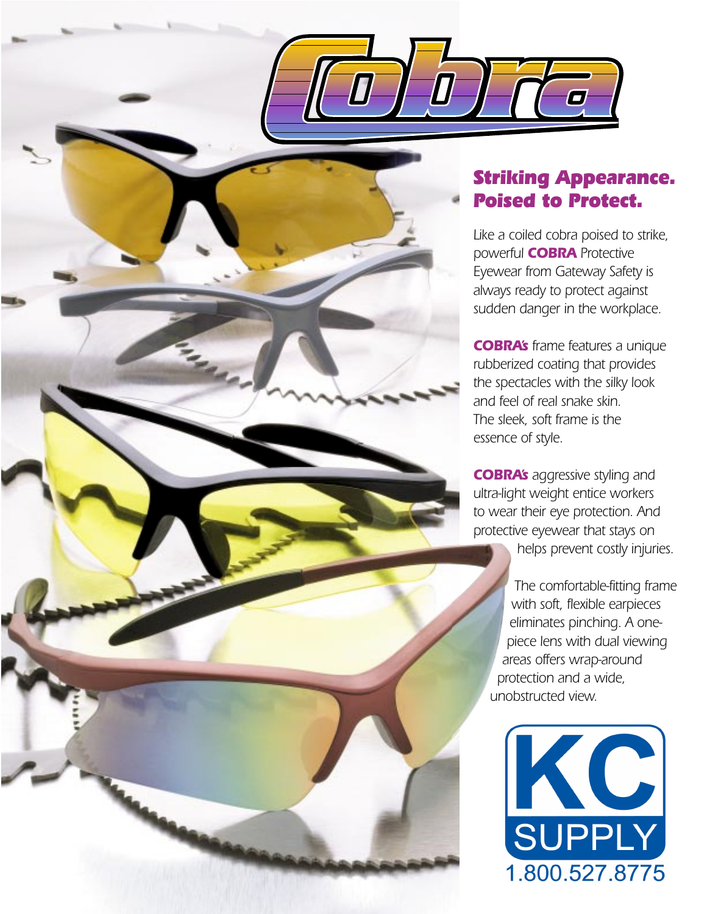# Cobra

## Striking Appearance. Poised to Protect.

Like a coiled cobra poised to strike, powerful **COBRA** Protective Eyewear from Gateway Safety is always ready to protect against sudden danger in the workplace.

**COBRA's** frame features a unique rubberized coating that provides the spectacles with the silky look and feel of real snake skin. The sleek, soft frame is the essence of style.

**COBRA's** aggressive styling and ultra-light weight entice workers to wear their eye protection. And protective eyewear that stays on helps prevent costly injuries.

The comfortable-fitting frame with soft, flexible earpieces eliminates pinching. A one-piece lens with dual viewing areas offers wrap-around protection and a wide, unobstructed view.

KC SUPPLY
1.800.527.8775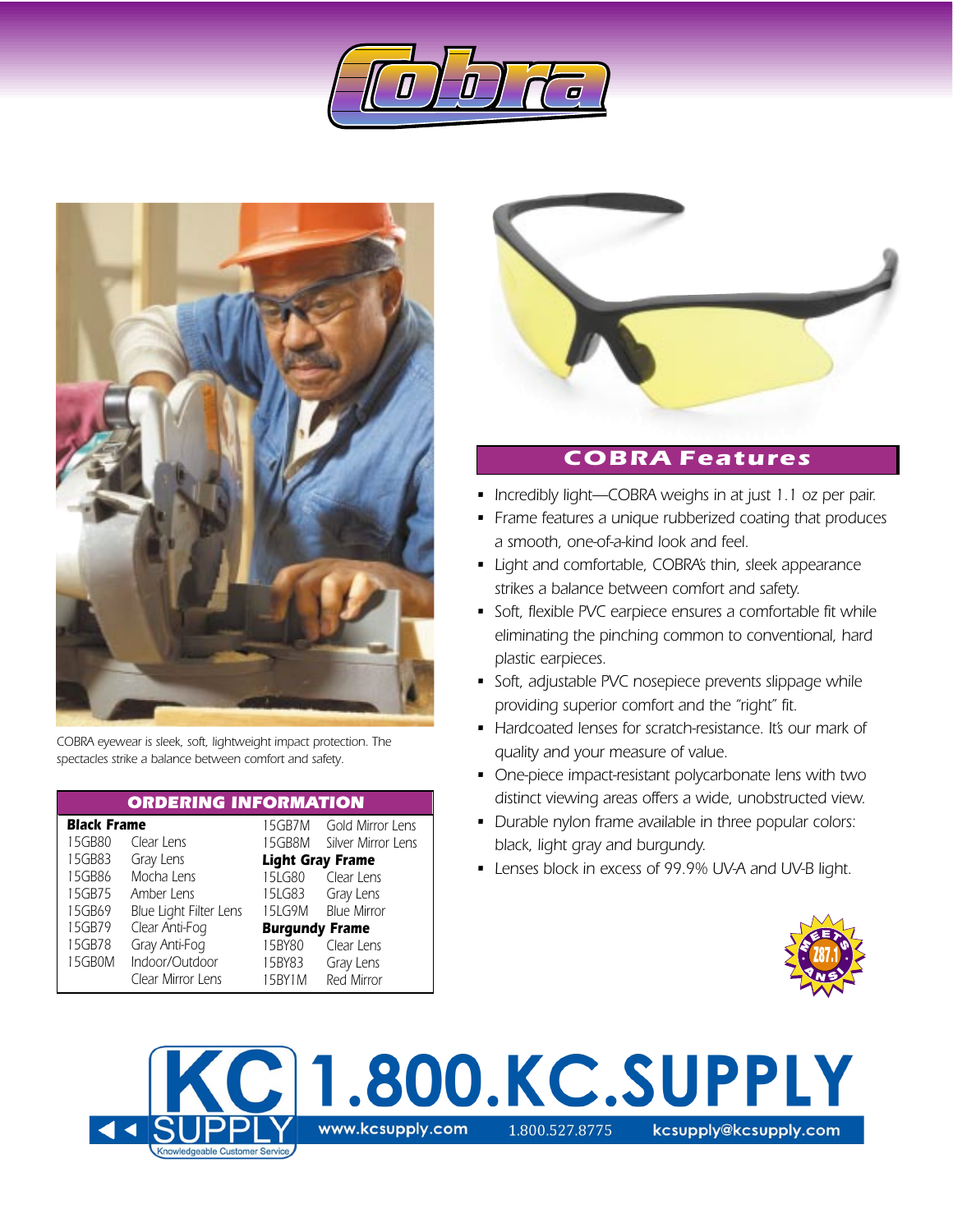# Cobra

COBRA eyewear is sleek, soft, lightweight impact protection. The spectacles strike a balance between comfort and safety.

## ORDERING INFORMATION

**Black Frame**

| | |
|---|---|
| 15GB80 | Clear Lens |
| 15GB83 | Gray Lens |
| 15GB86 | Mocha Lens |
| 15GB75 | Amber Lens |
| 15GB69 | Blue Light Filter Lens |
| 15GB79 | Clear Anti-Fog |
| 15GB78 | Gray Anti-Fog |
| 15GB0M | Indoor/Outdoor Clear Mirror Lens |
| 15GB7M | Gold Mirror Lens |
| 15GB8M | Silver Mirror Lens |

**Light Gray Frame**

| | |
|---|---|
| 15LG80 | Clear Lens |
| 15LG83 | Gray Lens |
| 15LG9M | Blue Mirror |

**Burgundy Frame**

| | |
|---|---|
| 15BY80 | Clear Lens |
| 15BY83 | Gray Lens |
| 15BY1M | Red Mirror |

## COBRA Features

- Incredibly light—COBRA weighs in at just 1.1 oz per pair.
- Frame features a unique rubberized coating that produces a smooth, one-of-a-kind look and feel.
- Light and comfortable, COBRA's thin, sleek appearance strikes a balance between comfort and safety.
- Soft, flexible PVC earpiece ensures a comfortable fit while eliminating the pinching common to conventional, hard plastic earpieces.
- Soft, adjustable PVC nosepiece prevents slippage while providing superior comfort and the "right" fit.
- Hardcoated lenses for scratch-resistance. It's our mark of quality and your measure of value.
- One-piece impact-resistant polycarbonate lens with two distinct viewing areas offers a wide, unobstructed view.
- Durable nylon frame available in three popular colors: black, light gray and burgundy.
- Lenses block in excess of 99.9% UV-A and UV-B light.

MEETS ANSI Z87.1

KC SUPPLY — Knowledgeable Customer Service

1.800.KC.SUPPLY

www.kcsupply.com 1.800.527.8775 kcsupply@kcsupply.com